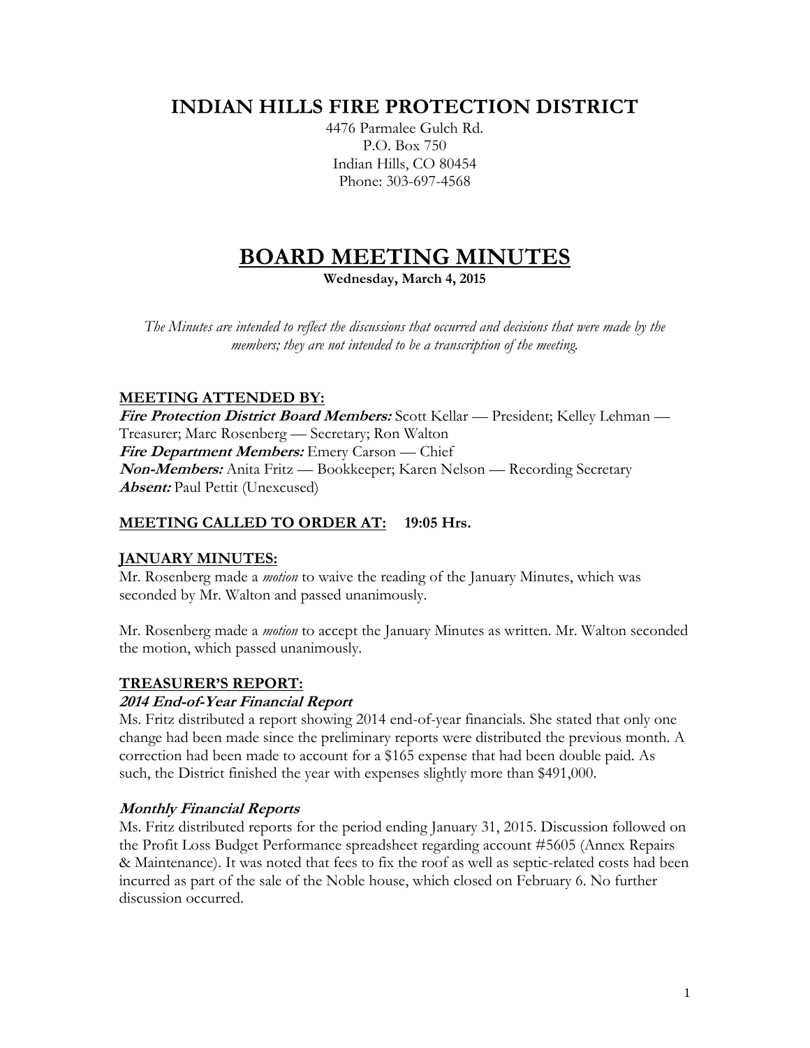# INDIAN HILLS FIRE PROTECTION DISTRICT

4476 Parmalee Gulch Rd.
P.O. Box 750
Indian Hills, CO 80454
Phone: 303-697-4568

# BOARD MEETING MINUTES

**Wednesday, March 4, 2015**

*The Minutes are intended to reflect the discussions that occurred and decisions that were made by the members; they are not intended to be a transcription of the meeting.*

## MEETING ATTENDED BY:

***Fire Protection District Board Members:*** Scott Kellar — President; Kelley Lehman — Treasurer; Marc Rosenberg — Secretary; Ron Walton
***Fire Department Members:*** Emery Carson — Chief
***Non-Members:*** Anita Fritz — Bookkeeper; Karen Nelson — Recording Secretary
***Absent:*** Paul Pettit (Unexcused)

## MEETING CALLED TO ORDER AT: 19:05 Hrs.

## JANUARY MINUTES:

Mr. Rosenberg made a *motion* to waive the reading of the January Minutes, which was seconded by Mr. Walton and passed unanimously.

Mr. Rosenberg made a *motion* to accept the January Minutes as written. Mr. Walton seconded the motion, which passed unanimously.

## TREASURER'S REPORT:

### *2014 End-of-Year Financial Report*

Ms. Fritz distributed a report showing 2014 end-of-year financials. She stated that only one change had been made since the preliminary reports were distributed the previous month. A correction had been made to account for a $165 expense that had been double paid. As such, the District finished the year with expenses slightly more than $491,000.

### *Monthly Financial Reports*

Ms. Fritz distributed reports for the period ending January 31, 2015. Discussion followed on the Profit Loss Budget Performance spreadsheet regarding account #5605 (Annex Repairs & Maintenance). It was noted that fees to fix the roof as well as septic-related costs had been incurred as part of the sale of the Noble house, which closed on February 6. No further discussion occurred.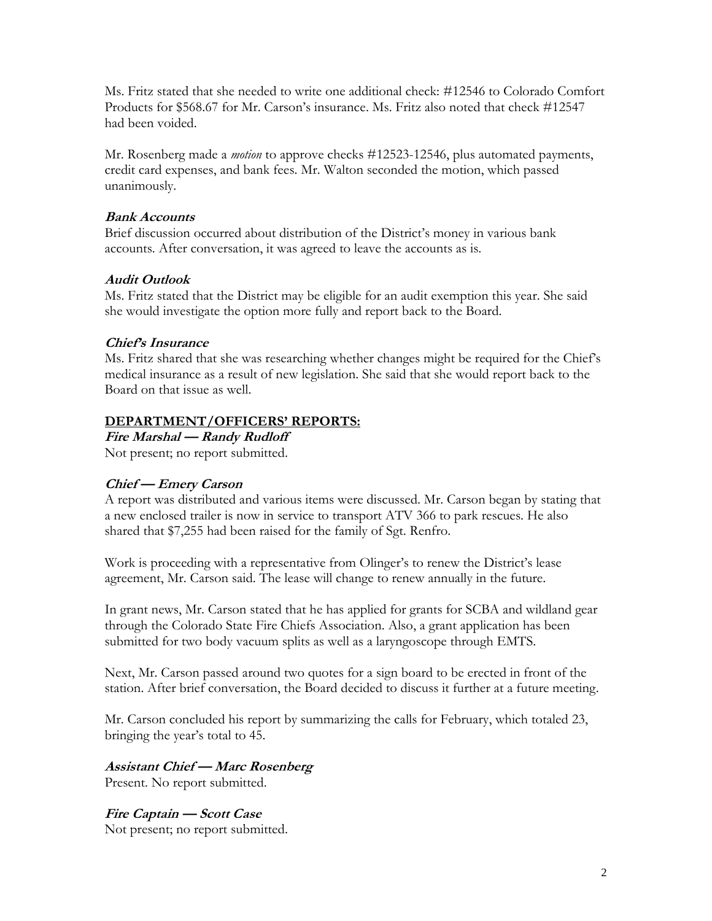Ms. Fritz stated that she needed to write one additional check: #12546 to Colorado Comfort Products for $568.67 for Mr. Carson's insurance. Ms. Fritz also noted that check #12547 had been voided.

Mr. Rosenberg made a *motion* to approve checks #12523-12546, plus automated payments, credit card expenses, and bank fees. Mr. Walton seconded the motion, which passed unanimously.

***Bank Accounts***

Brief discussion occurred about distribution of the District's money in various bank accounts. After conversation, it was agreed to leave the accounts as is.

***Audit Outlook***

Ms. Fritz stated that the District may be eligible for an audit exemption this year. She said she would investigate the option more fully and report back to the Board.

***Chief's Insurance***

Ms. Fritz shared that she was researching whether changes might be required for the Chief's medical insurance as a result of new legislation. She said that she would report back to the Board on that issue as well.

## DEPARTMENT/OFFICERS' REPORTS:

***Fire Marshal — Randy Rudloff***

Not present; no report submitted.

***Chief — Emery Carson***

A report was distributed and various items were discussed. Mr. Carson began by stating that a new enclosed trailer is now in service to transport ATV 366 to park rescues. He also shared that $7,255 had been raised for the family of Sgt. Renfro.

Work is proceeding with a representative from Olinger's to renew the District's lease agreement, Mr. Carson said. The lease will change to renew annually in the future.

In grant news, Mr. Carson stated that he has applied for grants for SCBA and wildland gear through the Colorado State Fire Chiefs Association. Also, a grant application has been submitted for two body vacuum splits as well as a laryngoscope through EMTS.

Next, Mr. Carson passed around two quotes for a sign board to be erected in front of the station. After brief conversation, the Board decided to discuss it further at a future meeting.

Mr. Carson concluded his report by summarizing the calls for February, which totaled 23, bringing the year's total to 45.

***Assistant Chief — Marc Rosenberg***

Present. No report submitted.

***Fire Captain — Scott Case***

Not present; no report submitted.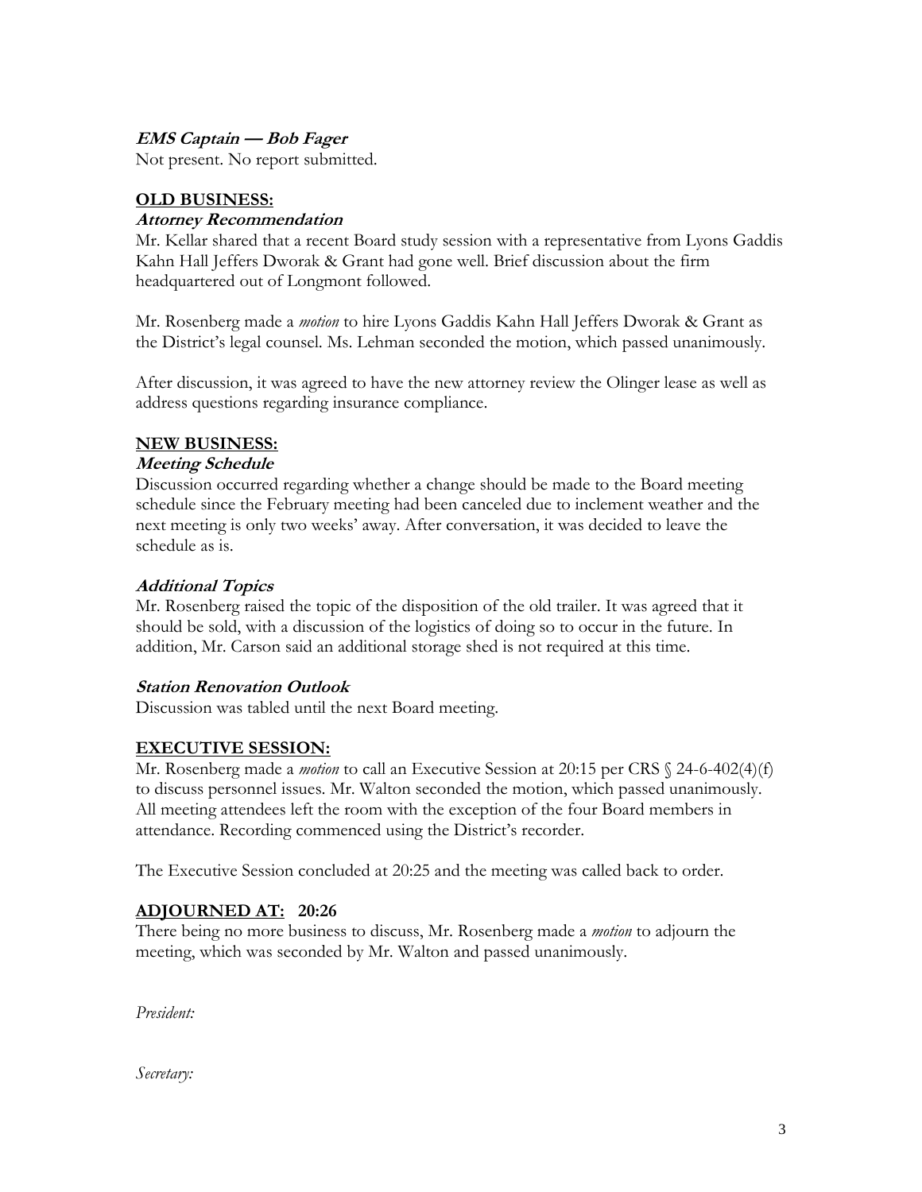***EMS Captain — Bob Fager***

Not present. No report submitted.

## OLD BUSINESS:

***Attorney Recommendation***

Mr. Kellar shared that a recent Board study session with a representative from Lyons Gaddis Kahn Hall Jeffers Dworak & Grant had gone well. Brief discussion about the firm headquartered out of Longmont followed.

Mr. Rosenberg made a *motion* to hire Lyons Gaddis Kahn Hall Jeffers Dworak & Grant as the District's legal counsel. Ms. Lehman seconded the motion, which passed unanimously.

After discussion, it was agreed to have the new attorney review the Olinger lease as well as address questions regarding insurance compliance.

## NEW BUSINESS:

***Meeting Schedule***

Discussion occurred regarding whether a change should be made to the Board meeting schedule since the February meeting had been canceled due to inclement weather and the next meeting is only two weeks' away. After conversation, it was decided to leave the schedule as is.

***Additional Topics***

Mr. Rosenberg raised the topic of the disposition of the old trailer. It was agreed that it should be sold, with a discussion of the logistics of doing so to occur in the future. In addition, Mr. Carson said an additional storage shed is not required at this time.

***Station Renovation Outlook***

Discussion was tabled until the next Board meeting.

## EXECUTIVE SESSION:

Mr. Rosenberg made a *motion* to call an Executive Session at 20:15 per CRS § 24-6-402(4)(f) to discuss personnel issues. Mr. Walton seconded the motion, which passed unanimously. All meeting attendees left the room with the exception of the four Board members in attendance. Recording commenced using the District's recorder.

The Executive Session concluded at 20:25 and the meeting was called back to order.

## ADJOURNED AT: 20:26

There being no more business to discuss, Mr. Rosenberg made a *motion* to adjourn the meeting, which was seconded by Mr. Walton and passed unanimously.

*President:*

*Secretary:*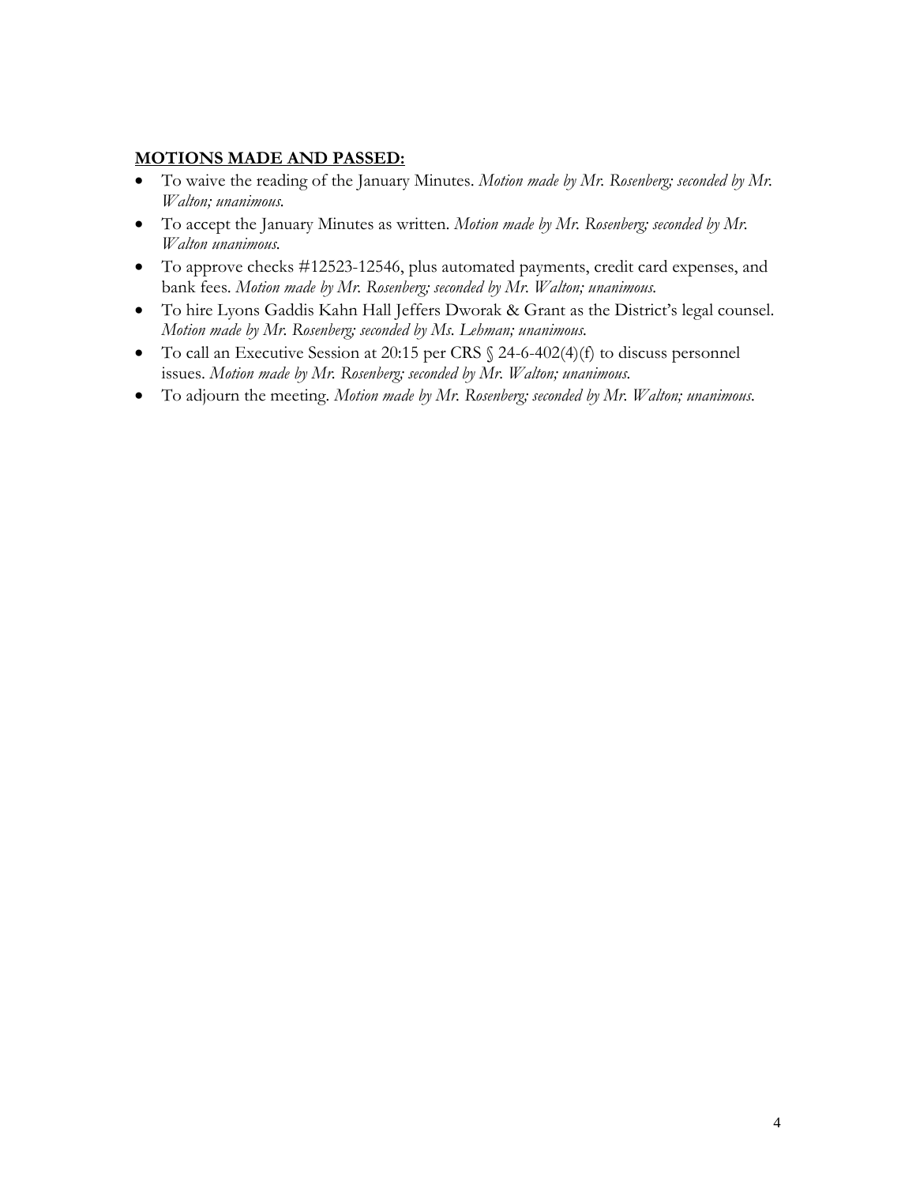**MOTIONS MADE AND PASSED:**

- To waive the reading of the January Minutes. *Motion made by Mr. Rosenberg; seconded by Mr. Walton; unanimous.*
- To accept the January Minutes as written. *Motion made by Mr. Rosenberg; seconded by Mr. Walton unanimous.*
- To approve checks #12523-12546, plus automated payments, credit card expenses, and bank fees. *Motion made by Mr. Rosenberg; seconded by Mr. Walton; unanimous.*
- To hire Lyons Gaddis Kahn Hall Jeffers Dworak & Grant as the District's legal counsel. *Motion made by Mr. Rosenberg; seconded by Ms. Lehman; unanimous.*
- To call an Executive Session at 20:15 per CRS § 24-6-402(4)(f) to discuss personnel issues. *Motion made by Mr. Rosenberg; seconded by Mr. Walton; unanimous.*
- To adjourn the meeting. *Motion made by Mr. Rosenberg; seconded by Mr. Walton; unanimous.*